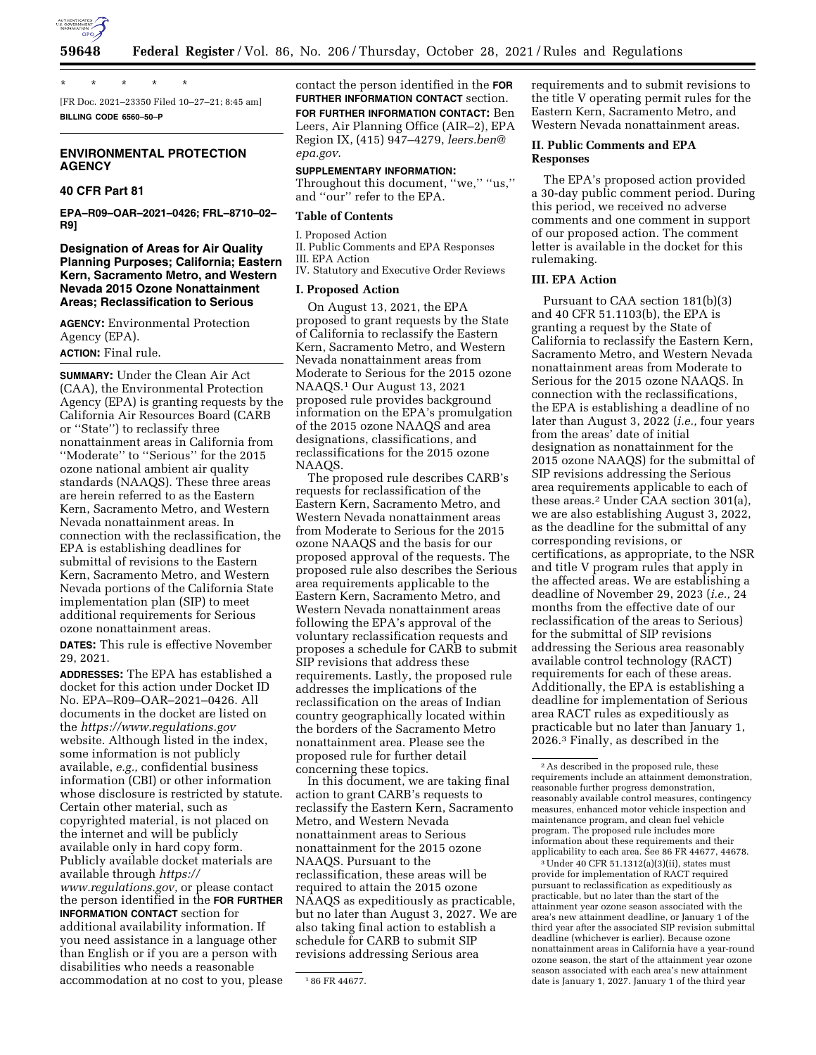\* \* \* \* \*

[FR Doc. 2021–23350 Filed 10–27–21; 8:45 am]

**BILLING CODE 6560–50–P**

## ENVIRONMENTAL PROTECTION AGENCY

### 40 CFR Part 81

**EPA–R09–OAR–2021–0426; FRL–8710–02–R9]**

### Designation of Areas for Air Quality Planning Purposes; California; Eastern Kern, Sacramento Metro, and Western Nevada 2015 Ozone Nonattainment Areas; Reclassification to Serious

**AGENCY:** Environmental Protection Agency (EPA).

**ACTION:** Final rule.

**SUMMARY:** Under the Clean Air Act (CAA), the Environmental Protection Agency (EPA) is granting requests by the California Air Resources Board (CARB or ''State'') to reclassify three nonattainment areas in California from ''Moderate'' to ''Serious'' for the 2015 ozone national ambient air quality standards (NAAQS). These three areas are herein referred to as the Eastern Kern, Sacramento Metro, and Western Nevada nonattainment areas. In connection with the reclassification, the EPA is establishing deadlines for submittal of revisions to the Eastern Kern, Sacramento Metro, and Western Nevada portions of the California State implementation plan (SIP) to meet additional requirements for Serious ozone nonattainment areas.

**DATES:** This rule is effective November 29, 2021.

**ADDRESSES:** The EPA has established a docket for this action under Docket ID No. EPA–R09–OAR–2021–0426. All documents in the docket are listed on the *https://www.regulations.gov* website. Although listed in the index, some information is not publicly available, *e.g.,* confidential business information (CBI) or other information whose disclosure is restricted by statute. Certain other material, such as copyrighted material, is not placed on the internet and will be publicly available only in hard copy form. Publicly available docket materials are available through *https://www.regulations.gov,* or please contact the person identified in the **FOR FURTHER INFORMATION CONTACT** section for additional availability information. If you need assistance in a language other than English or if you are a person with disabilities who needs a reasonable accommodation at no cost to you, please contact the person identified in the **FOR FURTHER INFORMATION CONTACT** section.

**FOR FURTHER INFORMATION CONTACT:** Ben Leers, Air Planning Office (AIR–2), EPA Region IX, (415) 947–4279, *leers.ben@epa.gov*.

**SUPPLEMENTARY INFORMATION:** Throughout this document, ''we,'' ''us,'' and ''our'' refer to the EPA.

### Table of Contents

I. Proposed Action
II. Public Comments and EPA Responses
III. EPA Action
IV. Statutory and Executive Order Reviews

### I. Proposed Action

On August 13, 2021, the EPA proposed to grant requests by the State of California to reclassify the Eastern Kern, Sacramento Metro, and Western Nevada nonattainment areas from Moderate to Serious for the 2015 ozone NAAQS.[1] Our August 13, 2021 proposed rule provides background information on the EPA's promulgation of the 2015 ozone NAAQS and area designations, classifications, and reclassifications for the 2015 ozone NAAQS.

The proposed rule describes CARB's requests for reclassification of the Eastern Kern, Sacramento Metro, and Western Nevada nonattainment areas from Moderate to Serious for the 2015 ozone NAAQS and the basis for our proposed approval of the requests. The proposed rule also describes the Serious area requirements applicable to the Eastern Kern, Sacramento Metro, and Western Nevada nonattainment areas following the EPA's approval of the voluntary reclassification requests and proposes a schedule for CARB to submit SIP revisions that address these requirements. Lastly, the proposed rule addresses the implications of the reclassification on the areas of Indian country geographically located within the borders of the Sacramento Metro nonattainment area. Please see the proposed rule for further detail concerning these topics.

In this document, we are taking final action to grant CARB's requests to reclassify the Eastern Kern, Sacramento Metro, and Western Nevada nonattainment areas to Serious nonattainment for the 2015 ozone NAAQS. Pursuant to the reclassification, these areas will be required to attain the 2015 ozone NAAQS as expeditiously as practicable, but no later than August 3, 2027. We are also taking final action to establish a schedule for CARB to submit SIP revisions addressing Serious area requirements and to submit revisions to the title V operating permit rules for the Eastern Kern, Sacramento Metro, and Western Nevada nonattainment areas.

### II. Public Comments and EPA Responses

The EPA's proposed action provided a 30-day public comment period. During this period, we received no adverse comments and one comment in support of our proposed action. The comment letter is available in the docket for this rulemaking.

### III. EPA Action

Pursuant to CAA section 181(b)(3) and 40 CFR 51.1103(b), the EPA is granting a request by the State of California to reclassify the Eastern Kern, Sacramento Metro, and Western Nevada nonattainment areas from Moderate to Serious for the 2015 ozone NAAQS. In connection with the reclassifications, the EPA is establishing a deadline of no later than August 3, 2022 (*i.e.,* four years from the areas' date of initial designation as nonattainment for the 2015 ozone NAAQS) for the submittal of SIP revisions addressing the Serious area requirements applicable to each of these areas.[2] Under CAA section 301(a), we are also establishing August 3, 2022, as the deadline for the submittal of any corresponding revisions, or certifications, as appropriate, to the NSR and title V program rules that apply in the affected areas. We are establishing a deadline of November 29, 2023 (*i.e.,* 24 months from the effective date of our reclassification of the areas to Serious) for the submittal of SIP revisions addressing the Serious area reasonably available control technology (RACT) requirements for each of these areas. Additionally, the EPA is establishing a deadline for implementation of Serious area RACT rules as expeditiously as practicable but no later than January 1, 2026.[3] Finally, as described in the

---

[1] 86 FR 44677.

[2] As described in the proposed rule, these requirements include an attainment demonstration, reasonable further progress demonstration, reasonably available control measures, contingency measures, enhanced motor vehicle inspection and maintenance program, and clean fuel vehicle program. The proposed rule includes more information about these requirements and their applicability to each area. See 86 FR 44677, 44678.

[3] Under 40 CFR 51.1312(a)(3)(ii), states must provide for implementation of RACT required pursuant to reclassification as expeditiously as practicable, but no later than the start of the attainment year ozone season associated with the area's new attainment deadline, or January 1 of the third year after the associated SIP revision submittal deadline (whichever is earlier). Because ozone nonattainment areas in California have a year-round ozone season, the start of the attainment year ozone season associated with each area's new attainment date is January 1, 2027. January 1 of the third year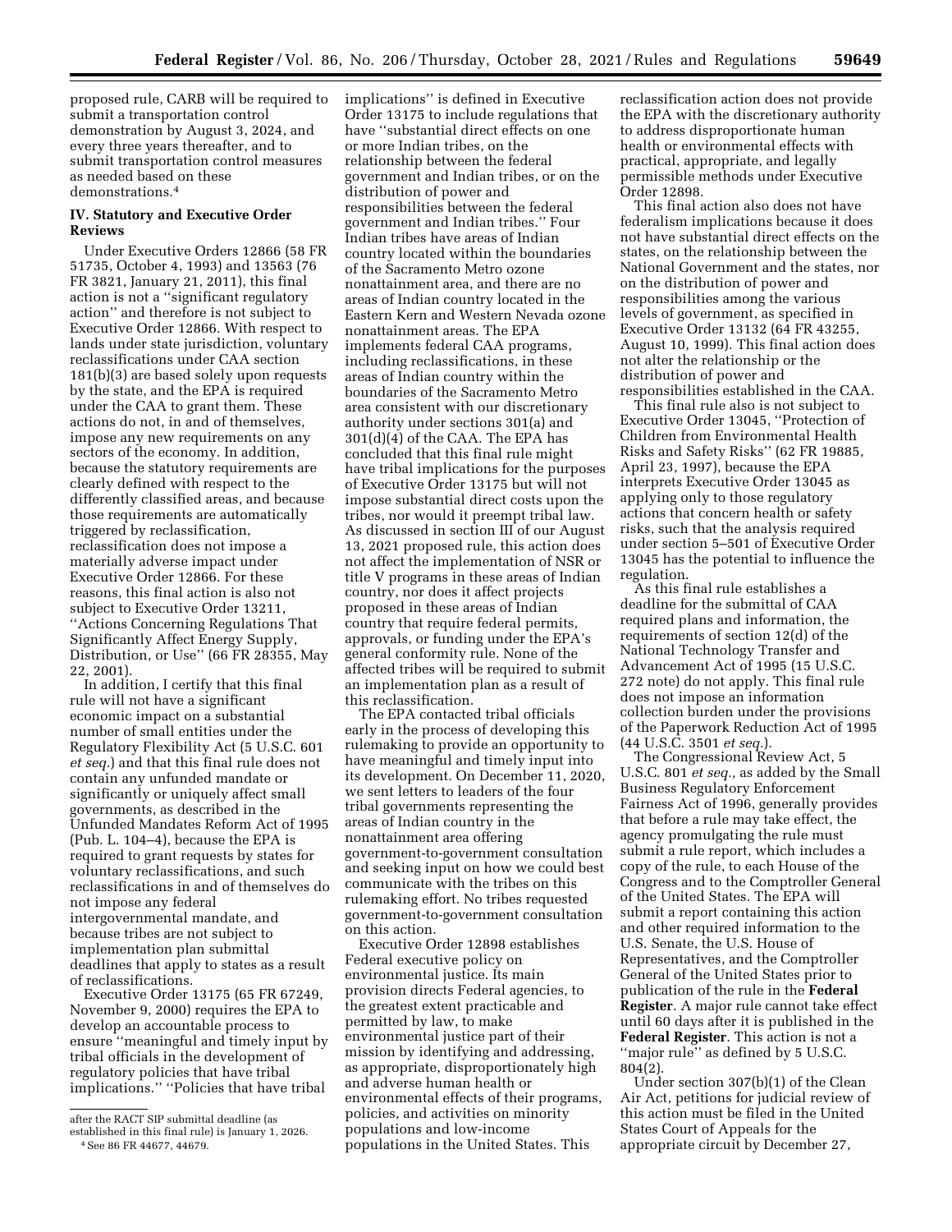proposed rule, CARB will be required to submit a transportation control demonstration by August 3, 2024, and every three years thereafter, and to submit transportation control measures as needed based on these demonstrations.[4]

## IV. Statutory and Executive Order Reviews

Under Executive Orders 12866 (58 FR 51735, October 4, 1993) and 13563 (76 FR 3821, January 21, 2011), this final action is not a ''significant regulatory action'' and therefore is not subject to Executive Order 12866. With respect to lands under state jurisdiction, voluntary reclassifications under CAA section 181(b)(3) are based solely upon requests by the state, and the EPA is required under the CAA to grant them. These actions do not, in and of themselves, impose any new requirements on any sectors of the economy. In addition, because the statutory requirements are clearly defined with respect to the differently classified areas, and because those requirements are automatically triggered by reclassification, reclassification does not impose a materially adverse impact under Executive Order 12866. For these reasons, this final action is also not subject to Executive Order 13211, ''Actions Concerning Regulations That Significantly Affect Energy Supply, Distribution, or Use'' (66 FR 28355, May 22, 2001).

In addition, I certify that this final rule will not have a significant economic impact on a substantial number of small entities under the Regulatory Flexibility Act (5 U.S.C. 601 *et seq.*) and that this final rule does not contain any unfunded mandate or significantly or uniquely affect small governments, as described in the Unfunded Mandates Reform Act of 1995 (Pub. L. 104–4), because the EPA is required to grant requests by states for voluntary reclassifications, and such reclassifications in and of themselves do not impose any federal intergovernmental mandate, and because tribes are not subject to implementation plan submittal deadlines that apply to states as a result of reclassifications.

Executive Order 13175 (65 FR 67249, November 9, 2000) requires the EPA to develop an accountable process to ensure ''meaningful and timely input by tribal officials in the development of regulatory policies that have tribal implications.'' ''Policies that have tribal implications'' is defined in Executive Order 13175 to include regulations that have ''substantial direct effects on one or more Indian tribes, on the relationship between the federal government and Indian tribes, or on the distribution of power and responsibilities between the federal government and Indian tribes.'' Four Indian tribes have areas of Indian country located within the boundaries of the Sacramento Metro ozone nonattainment area, and there are no areas of Indian country located in the Eastern Kern and Western Nevada ozone nonattainment areas. The EPA implements federal CAA programs, including reclassifications, in these areas of Indian country within the boundaries of the Sacramento Metro area consistent with our discretionary authority under sections 301(a) and 301(d)(4) of the CAA. The EPA has concluded that this final rule might have tribal implications for the purposes of Executive Order 13175 but will not impose substantial direct costs upon the tribes, nor would it preempt tribal law. As discussed in section III of our August 13, 2021 proposed rule, this action does not affect the implementation of NSR or title V programs in these areas of Indian country, nor does it affect projects proposed in these areas of Indian country that require federal permits, approvals, or funding under the EPA's general conformity rule. None of the affected tribes will be required to submit an implementation plan as a result of this reclassification.

The EPA contacted tribal officials early in the process of developing this rulemaking to provide an opportunity to have meaningful and timely input into its development. On December 11, 2020, we sent letters to leaders of the four tribal governments representing the areas of Indian country in the nonattainment area offering government-to-government consultation and seeking input on how we could best communicate with the tribes on this rulemaking effort. No tribes requested government-to-government consultation on this action.

Executive Order 12898 establishes Federal executive policy on environmental justice. Its main provision directs Federal agencies, to the greatest extent practicable and permitted by law, to make environmental justice part of their mission by identifying and addressing, as appropriate, disproportionately high and adverse human health or environmental effects of their programs, policies, and activities on minority populations and low-income populations in the United States. This reclassification action does not provide the EPA with the discretionary authority to address disproportionate human health or environmental effects with practical, appropriate, and legally permissible methods under Executive Order 12898.

This final action also does not have federalism implications because it does not have substantial direct effects on the states, on the relationship between the National Government and the states, nor on the distribution of power and responsibilities among the various levels of government, as specified in Executive Order 13132 (64 FR 43255, August 10, 1999). This final action does not alter the relationship or the distribution of power and responsibilities established in the CAA.

This final rule also is not subject to Executive Order 13045, ''Protection of Children from Environmental Health Risks and Safety Risks'' (62 FR 19885, April 23, 1997), because the EPA interprets Executive Order 13045 as applying only to those regulatory actions that concern health or safety risks, such that the analysis required under section 5–501 of Executive Order 13045 has the potential to influence the regulation.

As this final rule establishes a deadline for the submittal of CAA required plans and information, the requirements of section 12(d) of the National Technology Transfer and Advancement Act of 1995 (15 U.S.C. 272 note) do not apply. This final rule does not impose an information collection burden under the provisions of the Paperwork Reduction Act of 1995 (44 U.S.C. 3501 *et seq.*).

The Congressional Review Act, 5 U.S.C. 801 *et seq.,* as added by the Small Business Regulatory Enforcement Fairness Act of 1996, generally provides that before a rule may take effect, the agency promulgating the rule must submit a rule report, which includes a copy of the rule, to each House of the Congress and to the Comptroller General of the United States. The EPA will submit a report containing this action and other required information to the U.S. Senate, the U.S. House of Representatives, and the Comptroller General of the United States prior to publication of the rule in the **Federal Register**. A major rule cannot take effect until 60 days after it is published in the **Federal Register**. This action is not a ''major rule'' as defined by 5 U.S.C. 804(2).

Under section 307(b)(1) of the Clean Air Act, petitions for judicial review of this action must be filed in the United States Court of Appeals for the appropriate circuit by December 27,

---

after the RACT SIP submittal deadline (as established in this final rule) is January 1, 2026.

[4] See 86 FR 44677, 44679.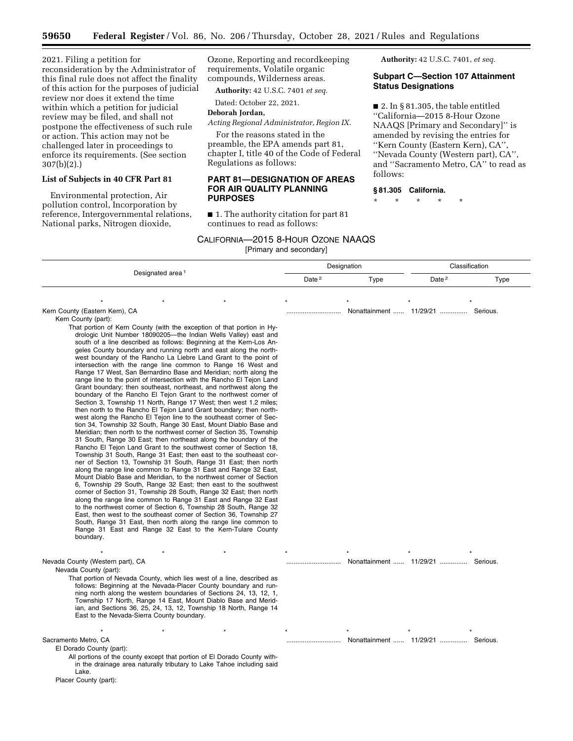2021. Filing a petition for reconsideration by the Administrator of this final rule does not affect the finality of this action for the purposes of judicial review nor does it extend the time within which a petition for judicial review may be filed, and shall not postpone the effectiveness of such rule or action. This action may not be challenged later in proceedings to enforce its requirements. (See section 307(b)(2).)

### List of Subjects in 40 CFR Part 81

Environmental protection, Air pollution control, Incorporation by reference, Intergovernmental relations, National parks, Nitrogen dioxide, Ozone, Reporting and recordkeeping requirements, Volatile organic compounds, Wilderness areas.

**Authority:** 42 U.S.C. 7401 *et seq.*

Dated: October 22, 2021.

**Deborah Jordan,**

*Acting Regional Administrator, Region IX.*

For the reasons stated in the preamble, the EPA amends part 81, chapter I, title 40 of the Code of Federal Regulations as follows:

## PART 81—DESIGNATION OF AREAS FOR AIR QUALITY PLANNING PURPOSES

■ 1. The authority citation for part 81 continues to read as follows:

**Authority:** 42 U.S.C. 7401, *et seq.*

### Subpart C—Section 107 Attainment Status Designations

■ 2. In § 81.305, the table entitled "California—2015 8-Hour Ozone NAAQS [Primary and Secondary]" is amended by revising the entries for "Kern County (Eastern Kern), CA", "Nevada County (Western part), CA", and "Sacramento Metro, CA" to read as follows:

**§ 81.305 California.**

\* \* \* \* \*

CALIFORNIA—2015 8-HOUR OZONE NAAQS
[Primary and secondary]

| Designated area [1] | Designation | | Classification | |
|---|---|---|---|---|
| | Date [2] | Type | Date [2] | Type |
| \* \* \* | \* | \* | \* | \* |
| Kern County (Eastern Kern), CA | .............................. | Nonattainment ...... | 11/29/21 .............. | Serious. |
| Kern County (part): | | | | |
| That portion of Kern County (with the exception of that portion in Hydrologic Unit Number 18090205—the Indian Wells Valley) east and south of a line described as follows: Beginning at the Kern-Los Angeles County boundary and running north and east along the northwest boundary of the Rancho La Liebre Land Grant to the point of intersection with the range line common to Range 16 West and Range 17 West, San Bernardino Base and Meridian; north along the range line to the point of intersection with the Rancho El Tejon Land Grant boundary; then southeast, northeast, and northwest along the boundary of the Rancho El Tejon Grant to the northwest corner of Section 3, Township 11 North, Range 17 West; then west 1.2 miles; then north to the Rancho El Tejon Land Grant boundary; then northwest along the Rancho El Tejon line to the southeast corner of Section 34, Township 32 South, Range 30 East, Mount Diablo Base and Meridian; then north to the northwest corner of Section 35, Township 31 South, Range 30 East; then northeast along the boundary of the Rancho El Tejon Land Grant to the southwest corner of Section 18, Township 31 South, Range 31 East; then east to the southeast corner of Section 13, Township 31 South, Range 31 East; then north along the range line common to Range 31 East and Range 32 East, Mount Diablo Base and Meridian, to the northwest corner of Section 6, Township 29 South, Range 32 East; then east to the southwest corner of Section 31, Township 28 South, Range 32 East; then north along the range line common to Range 31 East and Range 32 East to the northwest corner of Section 6, Township 28 South, Range 32 East, then west to the southeast corner of Section 36, Township 27 South, Range 31 East, then north along the range line common to Range 31 East and Range 32 East to the Kern-Tulare County boundary. | | | | |
| \* \* \* | \* | \* | \* | \* |
| Nevada County (Western part), CA | .............................. | Nonattainment ...... | 11/29/21 .............. | Serious. |
| Nevada County (part): | | | | |
| That portion of Nevada County, which lies west of a line, described as follows: Beginning at the Nevada-Placer County boundary and running north along the western boundaries of Sections 24, 13, 12, 1, Township 17 North, Range 14 East, Mount Diablo Base and Meridian, and Sections 36, 25, 24, 13, 12, Township 18 North, Range 14 East to the Nevada-Sierra County boundary. | | | | |
| \* \* \* | \* | \* | \* | \* |
| Sacramento Metro, CA | .............................. | Nonattainment ...... | 11/29/21 .............. | Serious. |
| El Dorado County (part): | | | | |
| All portions of the county except that portion of El Dorado County within the drainage area naturally tributary to Lake Tahoe including said Lake. | | | | |
| Placer County (part): | | | | |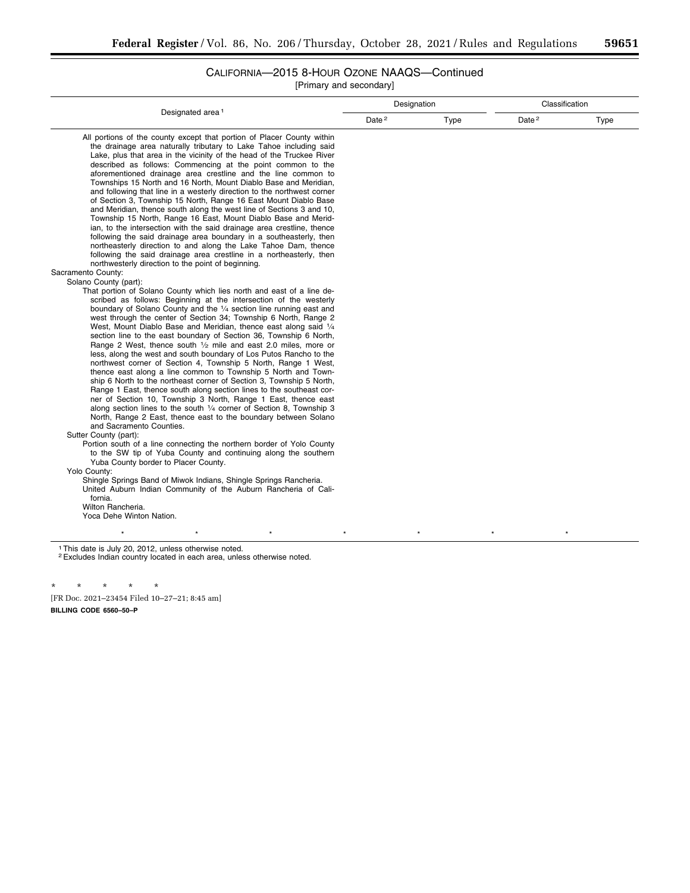CALIFORNIA—2015 8-HOUR OZONE NAAQS—Continued

[Primary and secondary]

| Designated area[1] | Designation | | Classification | |
|---|---|---|---|---|
| | Date[2] | Type | Date[2] | Type |
| All portions of the county except that portion of Placer County within the drainage area naturally tributary to Lake Tahoe including said Lake, plus that area in the vicinity of the head of the Truckee River described as follows: Commencing at the point common to the aforementioned drainage area crestline and the line common to Townships 15 North and 16 North, Mount Diablo Base and Meridian, and following that line in a westerly direction to the northwest corner of Section 3, Township 15 North, Range 16 East Mount Diablo Base and Meridian, thence south along the west line of Sections 3 and 10, Township 15 North, Range 16 East, Mount Diablo Base and Meridian, to the intersection with the said drainage area crestline, thence following the said drainage area boundary in a southeasterly, then northeasterly direction to and along the Lake Tahoe Dam, thence following the said drainage area crestline in a northeasterly, then northwesterly direction to the point of beginning. | | | | |
| Sacramento County: | | | | |
| Solano County (part): | | | | |
| That portion of Solano County which lies north and east of a line described as follows: Beginning at the intersection of the westerly boundary of Solano County and the ¼ section line running east and west through the center of Section 34; Township 6 North, Range 2 West, Mount Diablo Base and Meridian, thence east along said ¼ section line to the east boundary of Section 36, Township 6 North, Range 2 West, thence south ½ mile and east 2.0 miles, more or less, along the west and south boundary of Los Putos Rancho to the northwest corner of Section 4, Township 5 North, Range 1 West, thence east along a line common to Township 5 North and Township 6 North to the northeast corner of Section 3, Township 5 North, Range 1 East, thence south along section lines to the southeast corner of Section 10, Township 3 North, Range 1 East, thence east along section lines to the south ¼ corner of Section 8, Township 3 North, Range 2 East, thence east to the boundary between Solano and Sacramento Counties. | | | | |
| Sutter County (part): | | | | |
| Portion south of a line connecting the northern border of Yolo County to the SW tip of Yuba County and continuing along the southern Yuba County border to Placer County. | | | | |
| Yolo County: | | | | |
| Shingle Springs Band of Miwok Indians, Shingle Springs Rancheria. | | | | |
| United Auburn Indian Community of the Auburn Rancheria of California. | | | | |
| Wilton Rancheria. | | | | |
| Yoca Dehe Winton Nation. | | | | |
| * * * | * | * | * | * |

[1] This date is July 20, 2012, unless otherwise noted.

[2] Excludes Indian country located in each area, unless otherwise noted.

\* \* \* \* \*

[FR Doc. 2021–23454 Filed 10–27–21; 8:45 am]

**BILLING CODE 6560–50–P**